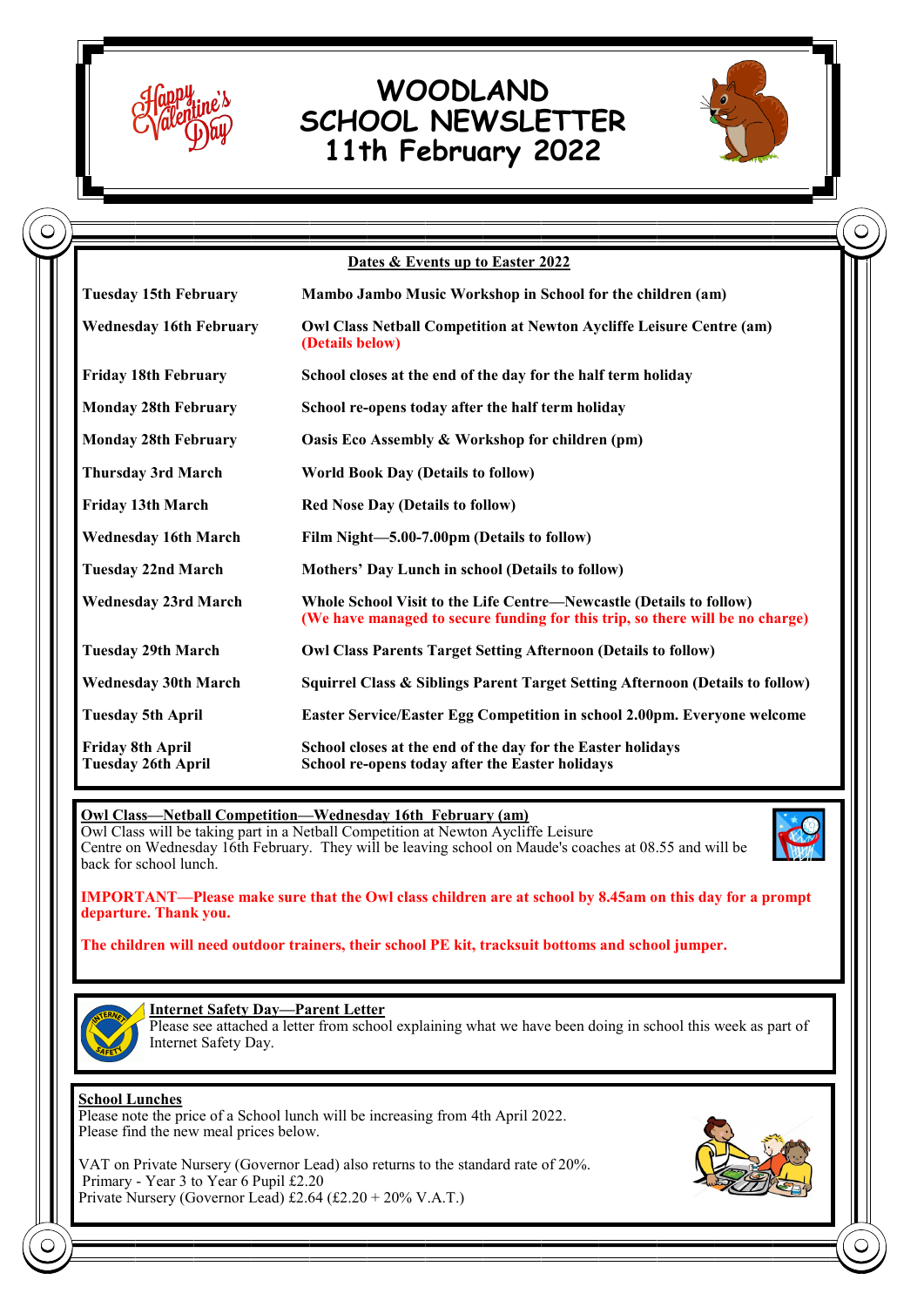# WOODLAND SCHOOL NEWSLETTER 11th February 2022

## Dates & Events up to Easter 2022

| | |
|---|---|
| **Tuesday 15th February** | **Mambo Jambo Music Workshop in School for the children (am)** |
| **Wednesday 16th February** | **Owl Class Netball Competition at Newton Aycliffe Leisure Centre (am) (Details below)** |
| **Friday 18th February** | **School closes at the end of the day for the half term holiday** |
| **Monday 28th February** | **School re-opens today after the half term holiday** |
| **Monday 28th February** | **Oasis Eco Assembly & Workshop for children (pm)** |
| **Thursday 3rd March** | **World Book Day (Details to follow)** |
| **Friday 13th March** | **Red Nose Day (Details to follow)** |
| **Wednesday 16th March** | **Film Night—5.00-7.00pm (Details to follow)** |
| **Tuesday 22nd March** | **Mothers' Day Lunch in school (Details to follow)** |
| **Wednesday 23rd March** | **Whole School Visit to the Life Centre—Newcastle (Details to follow) (We have managed to secure funding for this trip, so there will be no charge)** |
| **Tuesday 29th March** | **Owl Class Parents Target Setting Afternoon (Details to follow)** |
| **Wednesday 30th March** | **Squirrel Class & Siblings Parent Target Setting Afternoon (Details to follow)** |
| **Tuesday 5th April** | **Easter Service/Easter Egg Competition in school 2.00pm. Everyone welcome** |
| **Friday 8th April** | **School closes at the end of the day for the Easter holidays** |
| **Tuesday 26th April** | **School re-opens today after the Easter holidays** |

## Owl Class—Netball Competition—Wednesday 16th February (am)

Owl Class will be taking part in a Netball Competition at Newton Aycliffe Leisure Centre on Wednesday 16th February. They will be leaving school on Maude's coaches at 08.55 and will be back for school lunch.

**IMPORTANT—Please make sure that the Owl class children are at school by 8.45am on this day for a prompt departure. Thank you.**

**The children will need outdoor trainers, their school PE kit, tracksuit bottoms and school jumper.**

## Internet Safety Day—Parent Letter

Please see attached a letter from school explaining what we have been doing in school this week as part of Internet Safety Day.

## School Lunches

Please note the price of a School lunch will be increasing from 4th April 2022. Please find the new meal prices below.

VAT on Private Nursery (Governor Lead) also returns to the standard rate of 20%.
Primary - Year 3 to Year 6 Pupil £2.20
Private Nursery (Governor Lead) £2.64 (£2.20 + 20% V.A.T.)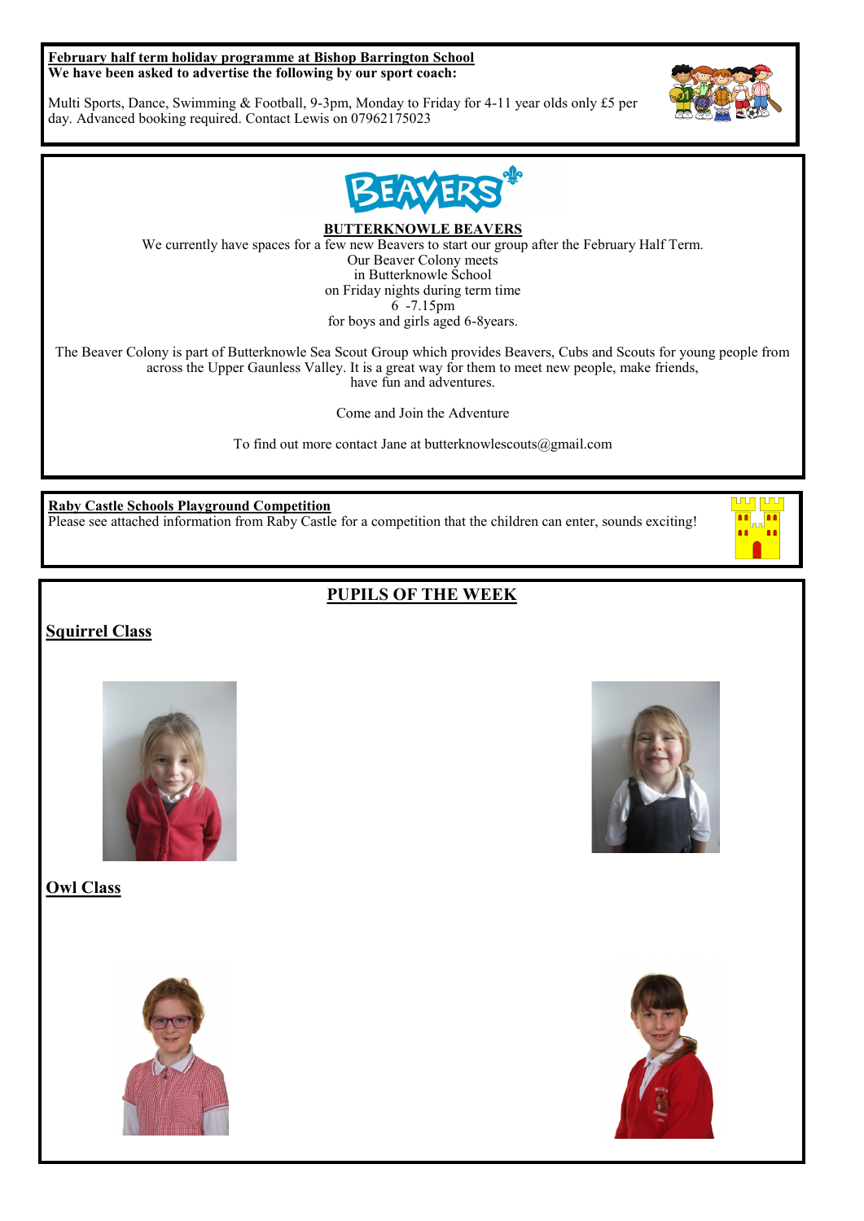**February half term holiday programme at Bishop Barrington School**
**We have been asked to advertise the following by our sport coach:**

Multi Sports, Dance, Swimming & Football, 9-3pm, Monday to Friday for 4-11 year olds only £5 per day. Advanced booking required. Contact Lewis on 07962175023

**BUTTERKNOWLE BEAVERS**

We currently have spaces for a few new Beavers to start our group after the February Half Term.
Our Beaver Colony meets
in Butterknowle School
on Friday nights during term time
6 -7.15pm
for boys and girls aged 6-8years.

The Beaver Colony is part of Butterknowle Sea Scout Group which provides Beavers, Cubs and Scouts for young people from across the Upper Gaunless Valley. It is a great way for them to meet new people, make friends, have fun and adventures.

Come and Join the Adventure

To find out more contact Jane at butterknowlescouts@gmail.com

**Raby Castle Schools Playground Competition**
Please see attached information from Raby Castle for a competition that the children can enter, sounds exciting!

## PUPILS OF THE WEEK

### Squirrel Class

### Owl Class